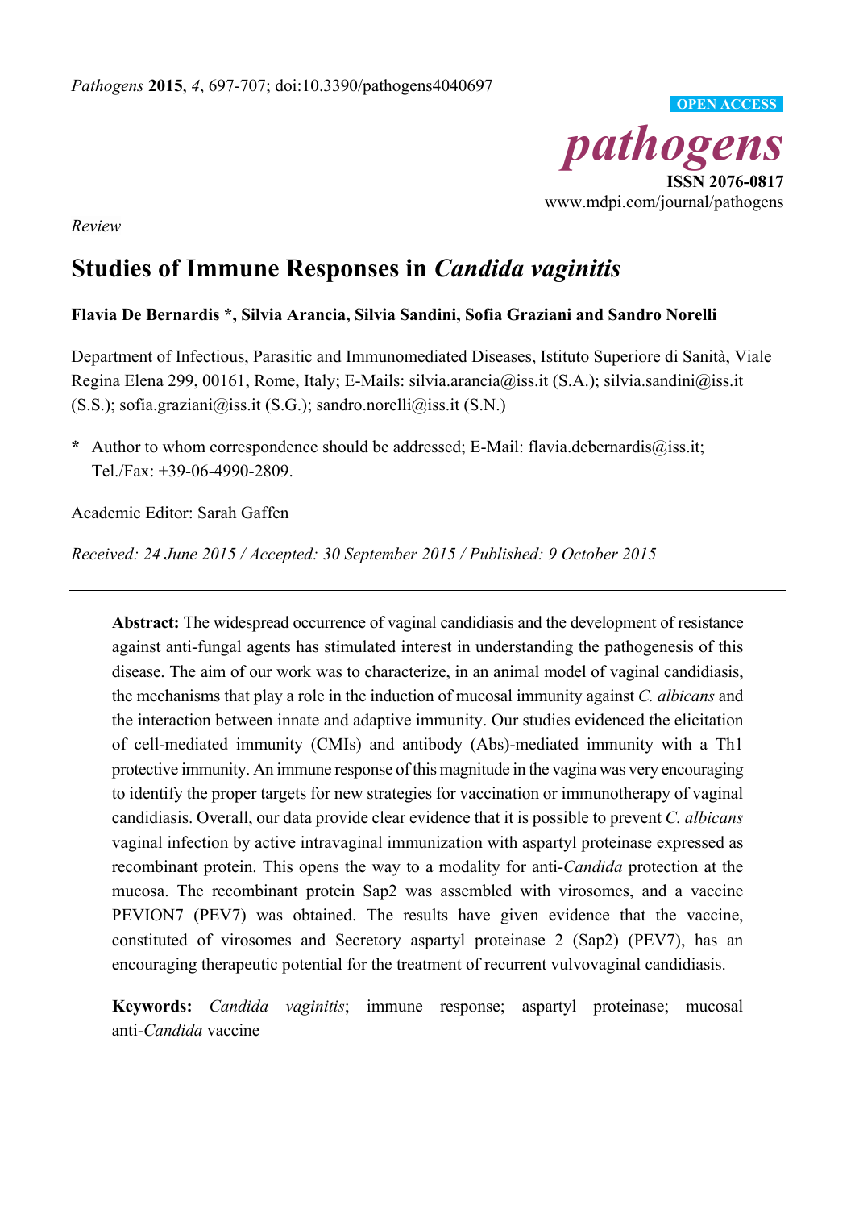*Pathogens* **2015**, *4*, 697-707; doi:10.3390/pathogens4040697

OPEN ACCESS

*pathogens*

**ISSN 2076-0817**

www.mdpi.com/journal/pathogens

*Review*

# Studies of Immune Responses in *Candida vaginitis*

**Flavia De Bernardis \*, Silvia Arancia, Silvia Sandini, Sofia Graziani and Sandro Norelli**

Department of Infectious, Parasitic and Immunomediated Diseases, Istituto Superiore di Sanità, Viale Regina Elena 299, 00161, Rome, Italy; E-Mails: silvia.arancia@iss.it (S.A.); silvia.sandini@iss.it (S.S.); sofia.graziani@iss.it (S.G.); sandro.norelli@iss.it (S.N.)

**\*** Author to whom correspondence should be addressed; E-Mail: flavia.debernardis@iss.it; Tel./Fax: +39-06-4990-2809.

Academic Editor: Sarah Gaffen

*Received: 24 June 2015 / Accepted: 30 September 2015 / Published: 9 October 2015*

---

**Abstract:** The widespread occurrence of vaginal candidiasis and the development of resistance against anti-fungal agents has stimulated interest in understanding the pathogenesis of this disease. The aim of our work was to characterize, in an animal model of vaginal candidiasis, the mechanisms that play a role in the induction of mucosal immunity against *C. albicans* and the interaction between innate and adaptive immunity. Our studies evidenced the elicitation of cell-mediated immunity (CMIs) and antibody (Abs)-mediated immunity with a Th1 protective immunity. An immune response of this magnitude in the vagina was very encouraging to identify the proper targets for new strategies for vaccination or immunotherapy of vaginal candidiasis. Overall, our data provide clear evidence that it is possible to prevent *C. albicans* vaginal infection by active intravaginal immunization with aspartyl proteinase expressed as recombinant protein. This opens the way to a modality for anti-*Candida* protection at the mucosa. The recombinant protein Sap2 was assembled with virosomes, and a vaccine PEVION7 (PEV7) was obtained. The results have given evidence that the vaccine, constituted of virosomes and Secretory aspartyl proteinase 2 (Sap2) (PEV7), has an encouraging therapeutic potential for the treatment of recurrent vulvovaginal candidiasis.

**Keywords:** *Candida vaginitis*; immune response; aspartyl proteinase; mucosal anti-*Candida* vaccine

---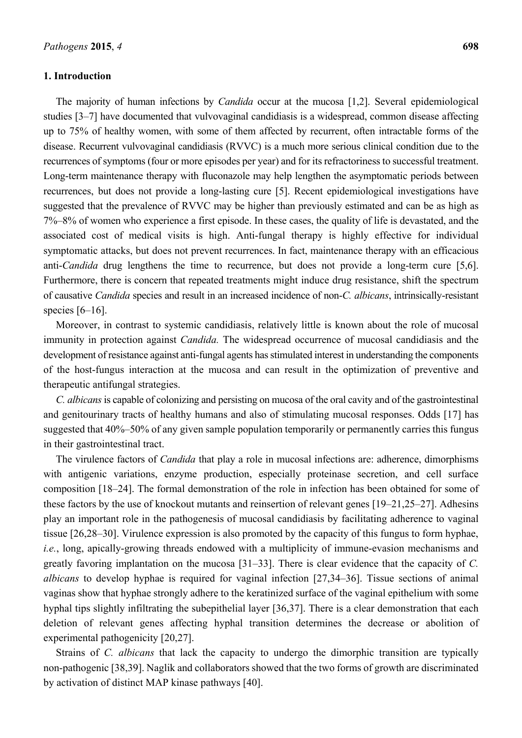## 1. Introduction

The majority of human infections by *Candida* occur at the mucosa [1,2]. Several epidemiological studies [3–7] have documented that vulvovaginal candidiasis is a widespread, common disease affecting up to 75% of healthy women, with some of them affected by recurrent, often intractable forms of the disease. Recurrent vulvovaginal candidiasis (RVVC) is a much more serious clinical condition due to the recurrences of symptoms (four or more episodes per year) and for its refractoriness to successful treatment. Long-term maintenance therapy with fluconazole may help lengthen the asymptomatic periods between recurrences, but does not provide a long-lasting cure [5]. Recent epidemiological investigations have suggested that the prevalence of RVVC may be higher than previously estimated and can be as high as 7%–8% of women who experience a first episode. In these cases, the quality of life is devastated, and the associated cost of medical visits is high. Anti-fungal therapy is highly effective for individual symptomatic attacks, but does not prevent recurrences. In fact, maintenance therapy with an efficacious anti-*Candida* drug lengthens the time to recurrence, but does not provide a long-term cure [5,6]. Furthermore, there is concern that repeated treatments might induce drug resistance, shift the spectrum of causative *Candida* species and result in an increased incidence of non-*C. albicans*, intrinsically-resistant species [6–16].

Moreover, in contrast to systemic candidiasis, relatively little is known about the role of mucosal immunity in protection against *Candida.* The widespread occurrence of mucosal candidiasis and the development of resistance against anti-fungal agents has stimulated interest in understanding the components of the host-fungus interaction at the mucosa and can result in the optimization of preventive and therapeutic antifungal strategies.

*C. albicans* is capable of colonizing and persisting on mucosa of the oral cavity and of the gastrointestinal and genitourinary tracts of healthy humans and also of stimulating mucosal responses. Odds [17] has suggested that 40%–50% of any given sample population temporarily or permanently carries this fungus in their gastrointestinal tract.

The virulence factors of *Candida* that play a role in mucosal infections are: adherence, dimorphisms with antigenic variations, enzyme production, especially proteinase secretion, and cell surface composition [18–24]. The formal demonstration of the role in infection has been obtained for some of these factors by the use of knockout mutants and reinsertion of relevant genes [19–21,25–27]. Adhesins play an important role in the pathogenesis of mucosal candidiasis by facilitating adherence to vaginal tissue [26,28–30]. Virulence expression is also promoted by the capacity of this fungus to form hyphae, *i.e.*, long, apically-growing threads endowed with a multiplicity of immune-evasion mechanisms and greatly favoring implantation on the mucosa [31–33]. There is clear evidence that the capacity of *C. albicans* to develop hyphae is required for vaginal infection [27,34–36]. Tissue sections of animal vaginas show that hyphae strongly adhere to the keratinized surface of the vaginal epithelium with some hyphal tips slightly infiltrating the subepithelial layer [36,37]. There is a clear demonstration that each deletion of relevant genes affecting hyphal transition determines the decrease or abolition of experimental pathogenicity [20,27].

Strains of *C. albicans* that lack the capacity to undergo the dimorphic transition are typically non-pathogenic [38,39]. Naglik and collaborators showed that the two forms of growth are discriminated by activation of distinct MAP kinase pathways [40].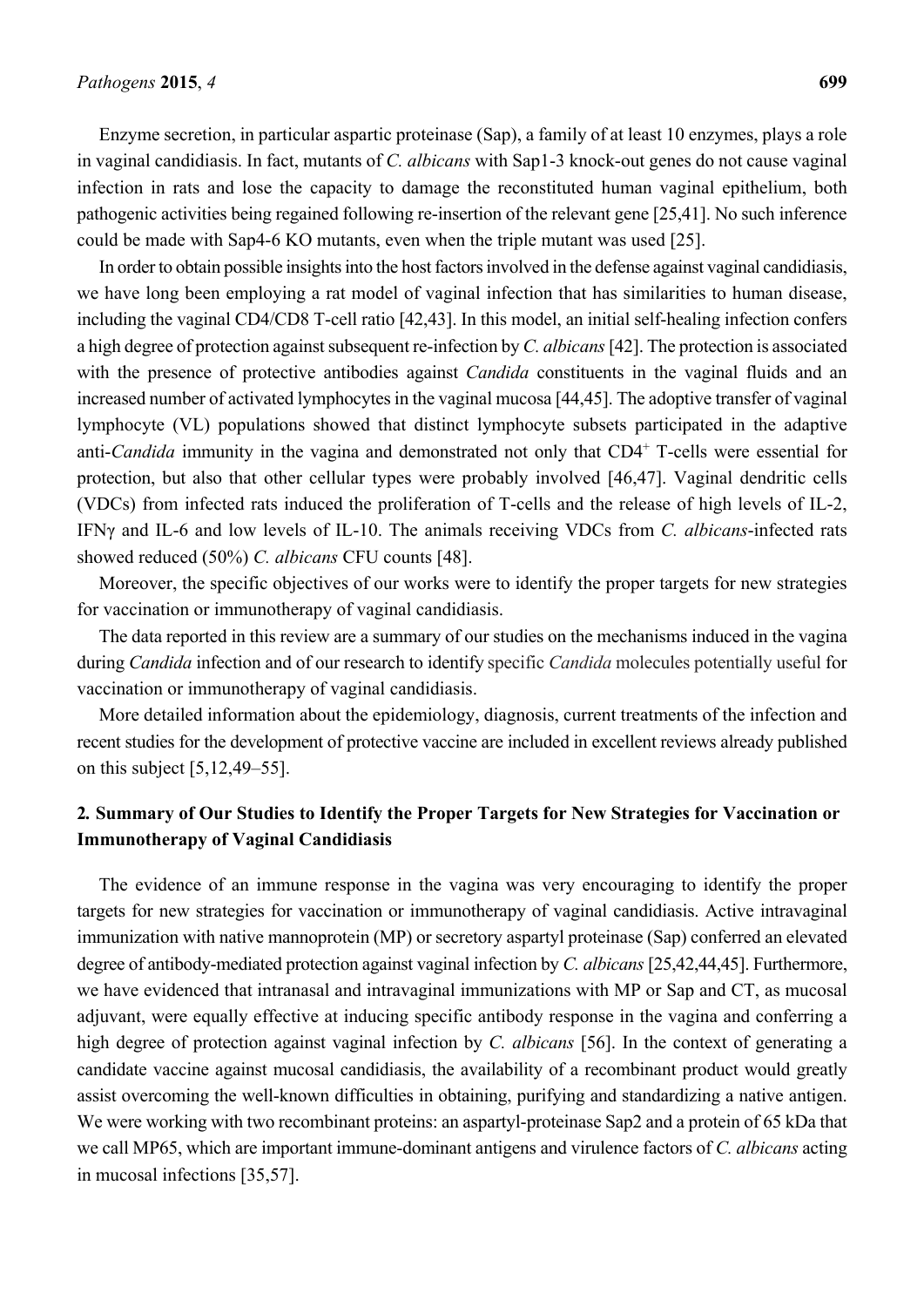Enzyme secretion, in particular aspartic proteinase (Sap), a family of at least 10 enzymes, plays a role in vaginal candidiasis. In fact, mutants of *C. albicans* with Sap1-3 knock-out genes do not cause vaginal infection in rats and lose the capacity to damage the reconstituted human vaginal epithelium, both pathogenic activities being regained following re-insertion of the relevant gene [25,41]. No such inference could be made with Sap4-6 KO mutants, even when the triple mutant was used [25].

In order to obtain possible insights into the host factors involved in the defense against vaginal candidiasis, we have long been employing a rat model of vaginal infection that has similarities to human disease, including the vaginal CD4/CD8 T-cell ratio [42,43]. In this model, an initial self-healing infection confers a high degree of protection against subsequent re-infection by *C. albicans* [42]. The protection is associated with the presence of protective antibodies against *Candida* constituents in the vaginal fluids and an increased number of activated lymphocytes in the vaginal mucosa [44,45]. The adoptive transfer of vaginal lymphocyte (VL) populations showed that distinct lymphocyte subsets participated in the adaptive anti-*Candida* immunity in the vagina and demonstrated not only that $CD4^+$ T-cells were essential for protection, but also that other cellular types were probably involved [46,47]. Vaginal dendritic cells (VDCs) from infected rats induced the proliferation of T-cells and the release of high levels of IL-2, IFNγ and IL-6 and low levels of IL-10. The animals receiving VDCs from *C. albicans*-infected rats showed reduced (50%) *C. albicans* CFU counts [48].

Moreover, the specific objectives of our works were to identify the proper targets for new strategies for vaccination or immunotherapy of vaginal candidiasis.

The data reported in this review are a summary of our studies on the mechanisms induced in the vagina during *Candida* infection and of our research to identify specific *Candida* molecules potentially useful for vaccination or immunotherapy of vaginal candidiasis.

More detailed information about the epidemiology, diagnosis, current treatments of the infection and recent studies for the development of protective vaccine are included in excellent reviews already published on this subject [5,12,49–55].

## 2. Summary of Our Studies to Identify the Proper Targets for New Strategies for Vaccination or Immunotherapy of Vaginal Candidiasis

The evidence of an immune response in the vagina was very encouraging to identify the proper targets for new strategies for vaccination or immunotherapy of vaginal candidiasis. Active intravaginal immunization with native mannoprotein (MP) or secretory aspartyl proteinase (Sap) conferred an elevated degree of antibody-mediated protection against vaginal infection by *C. albicans* [25,42,44,45]. Furthermore, we have evidenced that intranasal and intravaginal immunizations with MP or Sap and CT, as mucosal adjuvant, were equally effective at inducing specific antibody response in the vagina and conferring a high degree of protection against vaginal infection by *C. albicans* [56]. In the context of generating a candidate vaccine against mucosal candidiasis, the availability of a recombinant product would greatly assist overcoming the well-known difficulties in obtaining, purifying and standardizing a native antigen. We were working with two recombinant proteins: an aspartyl-proteinase Sap2 and a protein of 65 kDa that we call MP65, which are important immune-dominant antigens and virulence factors of *C. albicans* acting in mucosal infections [35,57].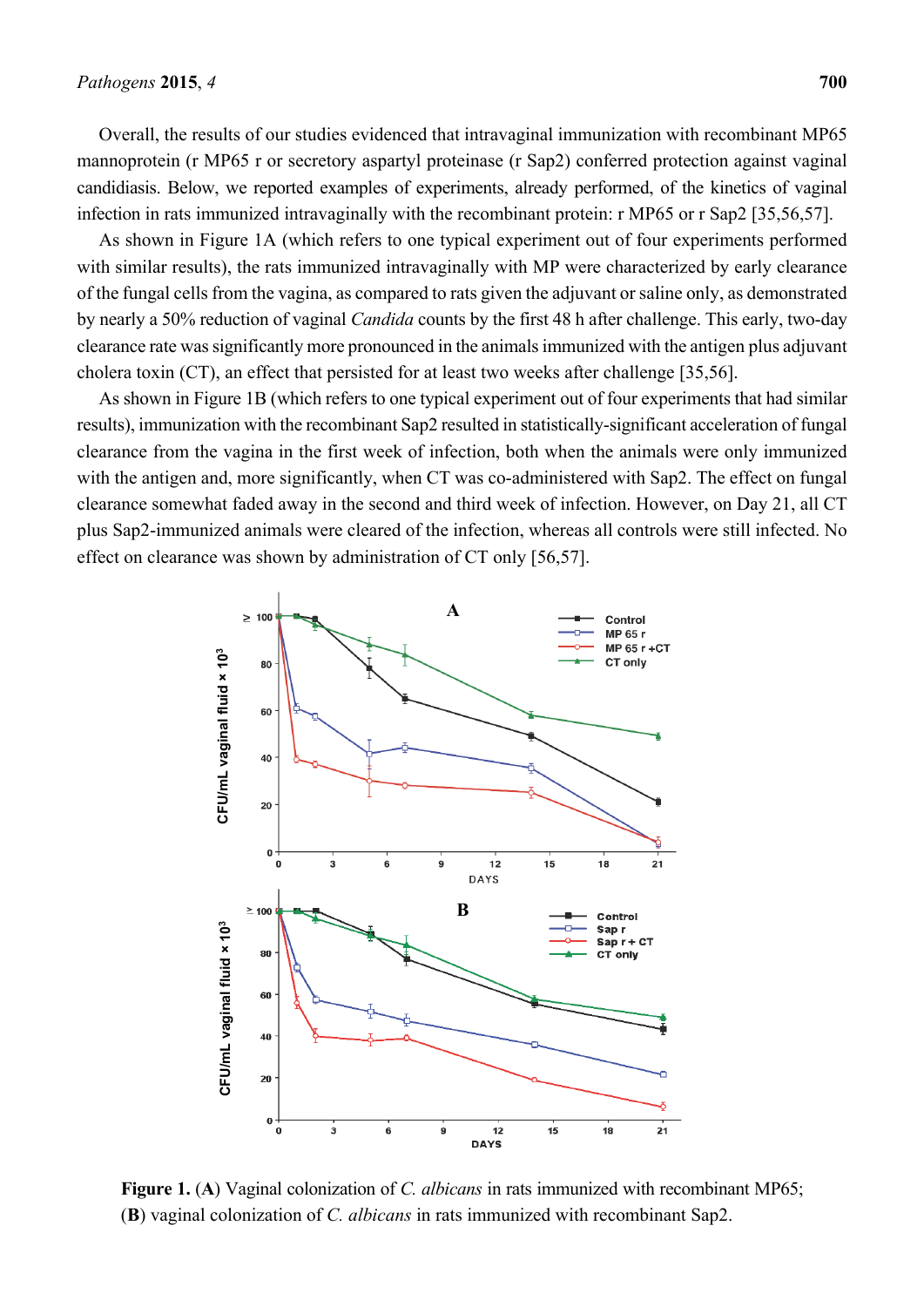Overall, the results of our studies evidenced that intravaginal immunization with recombinant MP65 mannoprotein (r MP65 r or secretory aspartyl proteinase (r Sap2) conferred protection against vaginal candidiasis. Below, we reported examples of experiments, already performed, of the kinetics of vaginal infection in rats immunized intravaginally with the recombinant protein: r MP65 or r Sap2 [35,56,57].

As shown in Figure 1A (which refers to one typical experiment out of four experiments performed with similar results), the rats immunized intravaginally with MP were characterized by early clearance of the fungal cells from the vagina, as compared to rats given the adjuvant or saline only, as demonstrated by nearly a 50% reduction of vaginal *Candida* counts by the first 48 h after challenge. This early, two-day clearance rate was significantly more pronounced in the animals immunized with the antigen plus adjuvant cholera toxin (CT), an effect that persisted for at least two weeks after challenge [35,56].

As shown in Figure 1B (which refers to one typical experiment out of four experiments that had similar results), immunization with the recombinant Sap2 resulted in statistically-significant acceleration of fungal clearance from the vagina in the first week of infection, both when the animals were only immunized with the antigen and, more significantly, when CT was co-administered with Sap2. The effect on fungal clearance somewhat faded away in the second and third week of infection. However, on Day 21, all CT plus Sap2-immunized animals were cleared of the infection, whereas all controls were still infected. No effect on clearance was shown by administration of CT only [56,57].

**Figure 1.** (**A**) Vaginal colonization of *C. albicans* in rats immunized with recombinant MP65; (**B**) vaginal colonization of *C. albicans* in rats immunized with recombinant Sap2.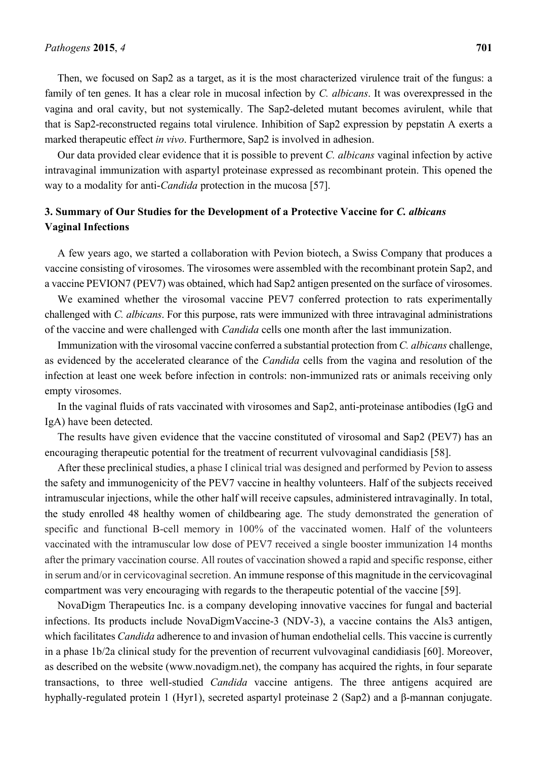Then, we focused on Sap2 as a target, as it is the most characterized virulence trait of the fungus: a family of ten genes. It has a clear role in mucosal infection by *C. albicans*. It was overexpressed in the vagina and oral cavity, but not systemically. The Sap2-deleted mutant becomes avirulent, while that that is Sap2-reconstructed regains total virulence. Inhibition of Sap2 expression by pepstatin A exerts a marked therapeutic effect *in vivo*. Furthermore, Sap2 is involved in adhesion.

Our data provided clear evidence that it is possible to prevent *C. albicans* vaginal infection by active intravaginal immunization with aspartyl proteinase expressed as recombinant protein. This opened the way to a modality for anti-*Candida* protection in the mucosa [57].

## 3. Summary of Our Studies for the Development of a Protective Vaccine for *C. albicans* Vaginal Infections

A few years ago, we started a collaboration with Pevion biotech, a Swiss Company that produces a vaccine consisting of virosomes. The virosomes were assembled with the recombinant protein Sap2, and a vaccine PEVION7 (PEV7) was obtained, which had Sap2 antigen presented on the surface of virosomes.

We examined whether the virosomal vaccine PEV7 conferred protection to rats experimentally challenged with *C. albicans*. For this purpose, rats were immunized with three intravaginal administrations of the vaccine and were challenged with *Candida* cells one month after the last immunization.

Immunization with the virosomal vaccine conferred a substantial protection from *C. albicans* challenge, as evidenced by the accelerated clearance of the *Candida* cells from the vagina and resolution of the infection at least one week before infection in controls: non-immunized rats or animals receiving only empty virosomes.

In the vaginal fluids of rats vaccinated with virosomes and Sap2, anti-proteinase antibodies (IgG and IgA) have been detected.

The results have given evidence that the vaccine constituted of virosomal and Sap2 (PEV7) has an encouraging therapeutic potential for the treatment of recurrent vulvovaginal candidiasis [58].

After these preclinical studies, a phase I clinical trial was designed and performed by Pevion to assess the safety and immunogenicity of the PEV7 vaccine in healthy volunteers. Half of the subjects received intramuscular injections, while the other half will receive capsules, administered intravaginally. In total, the study enrolled 48 healthy women of childbearing age. The study demonstrated the generation of specific and functional B-cell memory in 100% of the vaccinated women. Half of the volunteers vaccinated with the intramuscular low dose of PEV7 received a single booster immunization 14 months after the primary vaccination course. All routes of vaccination showed a rapid and specific response, either in serum and/or in cervicovaginal secretion. An immune response of this magnitude in the cervicovaginal compartment was very encouraging with regards to the therapeutic potential of the vaccine [59].

NovaDigm Therapeutics Inc. is a company developing innovative vaccines for fungal and bacterial infections. Its products include NovaDigmVaccine-3 (NDV-3), a vaccine contains the Als3 antigen, which facilitates *Candida* adherence to and invasion of human endothelial cells. This vaccine is currently in a phase 1b/2a clinical study for the prevention of recurrent vulvovaginal candidiasis [60]. Moreover, as described on the website (www.novadigm.net), the company has acquired the rights, in four separate transactions, to three well-studied *Candida* vaccine antigens. The three antigens acquired are hyphally-regulated protein 1 (Hyr1), secreted aspartyl proteinase 2 (Sap2) and a β-mannan conjugate.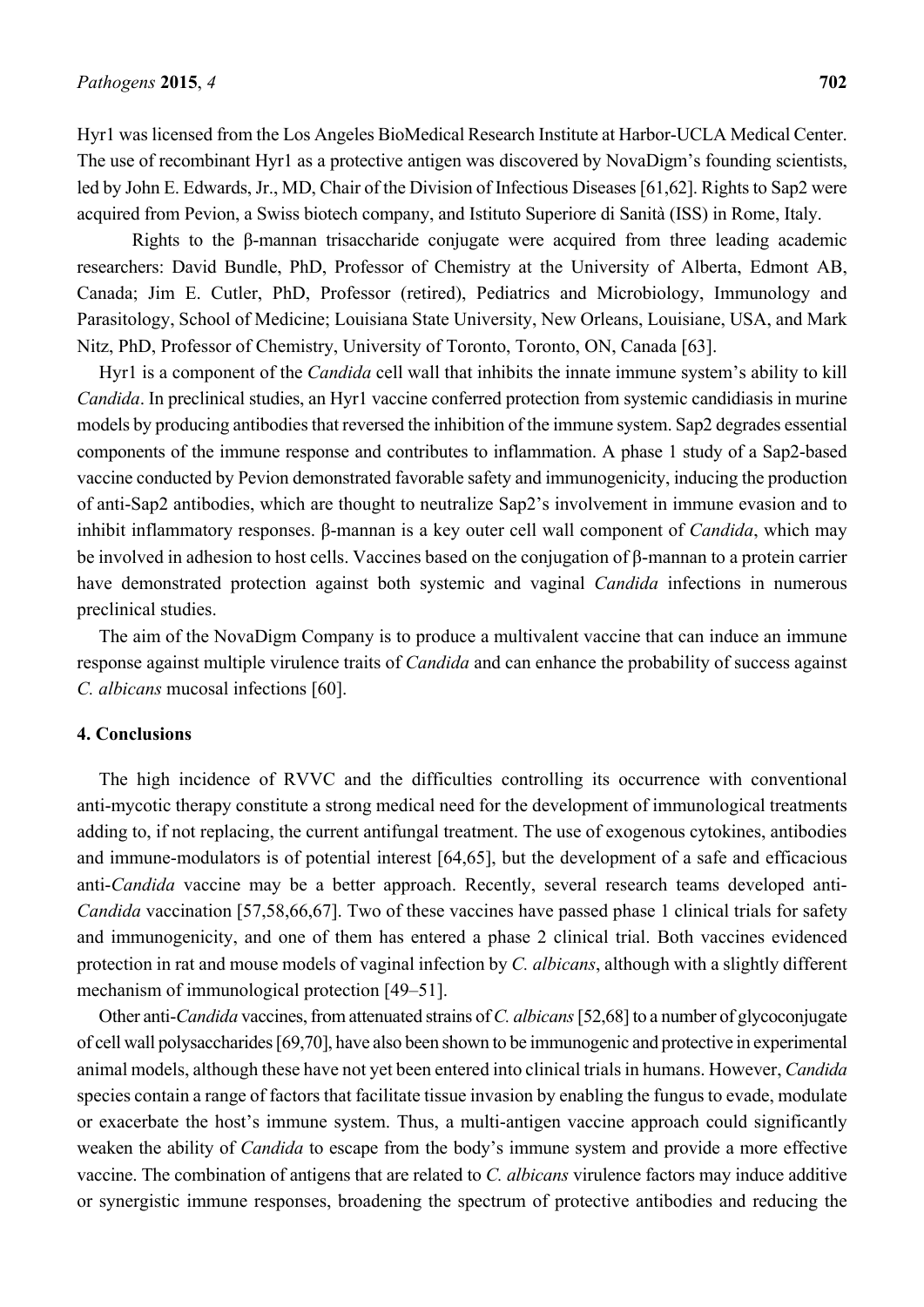Hyr1 was licensed from the Los Angeles BioMedical Research Institute at Harbor-UCLA Medical Center. The use of recombinant Hyr1 as a protective antigen was discovered by NovaDigm's founding scientists, led by John E. Edwards, Jr., MD, Chair of the Division of Infectious Diseases [61,62]. Rights to Sap2 were acquired from Pevion, a Swiss biotech company, and Istituto Superiore di Sanità (ISS) in Rome, Italy.

Rights to the β-mannan trisaccharide conjugate were acquired from three leading academic researchers: David Bundle, PhD, Professor of Chemistry at the University of Alberta, Edmont AB, Canada; Jim E. Cutler, PhD, Professor (retired), Pediatrics and Microbiology, Immunology and Parasitology, School of Medicine; Louisiana State University, New Orleans, Louisiane, USA, and Mark Nitz, PhD, Professor of Chemistry, University of Toronto, Toronto, ON, Canada [63].

Hyr1 is a component of the *Candida* cell wall that inhibits the innate immune system's ability to kill *Candida*. In preclinical studies, an Hyr1 vaccine conferred protection from systemic candidiasis in murine models by producing antibodies that reversed the inhibition of the immune system. Sap2 degrades essential components of the immune response and contributes to inflammation. A phase 1 study of a Sap2-based vaccine conducted by Pevion demonstrated favorable safety and immunogenicity, inducing the production of anti-Sap2 antibodies, which are thought to neutralize Sap2's involvement in immune evasion and to inhibit inflammatory responses. β-mannan is a key outer cell wall component of *Candida*, which may be involved in adhesion to host cells. Vaccines based on the conjugation of β-mannan to a protein carrier have demonstrated protection against both systemic and vaginal *Candida* infections in numerous preclinical studies.

The aim of the NovaDigm Company is to produce a multivalent vaccine that can induce an immune response against multiple virulence traits of *Candida* and can enhance the probability of success against *C. albicans* mucosal infections [60].

## 4. Conclusions

The high incidence of RVVC and the difficulties controlling its occurrence with conventional anti-mycotic therapy constitute a strong medical need for the development of immunological treatments adding to, if not replacing, the current antifungal treatment. The use of exogenous cytokines, antibodies and immune-modulators is of potential interest [64,65], but the development of a safe and efficacious anti-*Candida* vaccine may be a better approach. Recently, several research teams developed anti-*Candida* vaccination [57,58,66,67]. Two of these vaccines have passed phase 1 clinical trials for safety and immunogenicity, and one of them has entered a phase 2 clinical trial. Both vaccines evidenced protection in rat and mouse models of vaginal infection by *C. albicans*, although with a slightly different mechanism of immunological protection [49–51].

Other anti-*Candida* vaccines, from attenuated strains of *C. albicans* [52,68] to a number of glycoconjugate of cell wall polysaccharides [69,70], have also been shown to be immunogenic and protective in experimental animal models, although these have not yet been entered into clinical trials in humans. However, *Candida* species contain a range of factors that facilitate tissue invasion by enabling the fungus to evade, modulate or exacerbate the host's immune system. Thus, a multi-antigen vaccine approach could significantly weaken the ability of *Candida* to escape from the body's immune system and provide a more effective vaccine. The combination of antigens that are related to *C. albicans* virulence factors may induce additive or synergistic immune responses, broadening the spectrum of protective antibodies and reducing the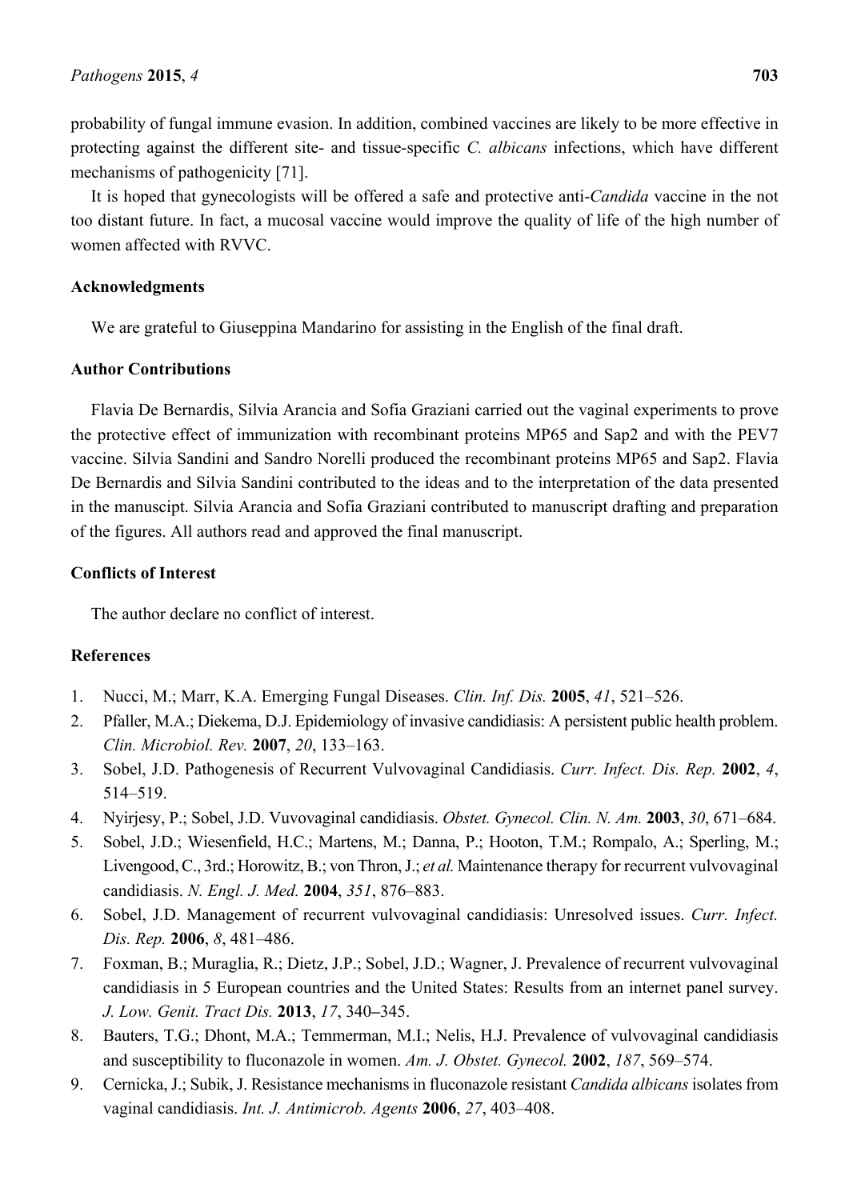probability of fungal immune evasion. In addition, combined vaccines are likely to be more effective in protecting against the different site- and tissue-specific *C. albicans* infections, which have different mechanisms of pathogenicity [71].

It is hoped that gynecologists will be offered a safe and protective anti-*Candida* vaccine in the not too distant future. In fact, a mucosal vaccine would improve the quality of life of the high number of women affected with RVVC.

## Acknowledgments

We are grateful to Giuseppina Mandarino for assisting in the English of the final draft.

## Author Contributions

Flavia De Bernardis, Silvia Arancia and Sofia Graziani carried out the vaginal experiments to prove the protective effect of immunization with recombinant proteins MP65 and Sap2 and with the PEV7 vaccine. Silvia Sandini and Sandro Norelli produced the recombinant proteins MP65 and Sap2. Flavia De Bernardis and Silvia Sandini contributed to the ideas and to the interpretation of the data presented in the manuscipt. Silvia Arancia and Sofia Graziani contributed to manuscript drafting and preparation of the figures. All authors read and approved the final manuscript.

## Conflicts of Interest

The author declare no conflict of interest.

## References

1. Nucci, M.; Marr, K.A. Emerging Fungal Diseases. *Clin. Inf. Dis.* **2005**, *41*, 521–526.
2. Pfaller, M.A.; Diekema, D.J. Epidemiology of invasive candidiasis: A persistent public health problem. *Clin. Microbiol. Rev.* **2007**, *20*, 133–163.
3. Sobel, J.D. Pathogenesis of Recurrent Vulvovaginal Candidiasis. *Curr. Infect. Dis. Rep.* **2002**, *4*, 514–519.
4. Nyirjesy, P.; Sobel, J.D. Vuvovaginal candidiasis. *Obstet. Gynecol. Clin. N. Am.* **2003**, *30*, 671–684.
5. Sobel, J.D.; Wiesenfield, H.C.; Martens, M.; Danna, P.; Hooton, T.M.; Rompalo, A.; Sperling, M.; Livengood, C., 3rd.; Horowitz, B.; von Thron, J.; *et al.* Maintenance therapy for recurrent vulvovaginal candidiasis. *N. Engl. J. Med.* **2004**, *351*, 876–883.
6. Sobel, J.D. Management of recurrent vulvovaginal candidiasis: Unresolved issues. *Curr. Infect. Dis. Rep.* **2006**, *8*, 481–486.
7. Foxman, B.; Muraglia, R.; Dietz, J.P.; Sobel, J.D.; Wagner, J. Prevalence of recurrent vulvovaginal candidiasis in 5 European countries and the United States: Results from an internet panel survey. *J. Low. Genit. Tract Dis.* **2013**, *17*, 340–345.
8. Bauters, T.G.; Dhont, M.A.; Temmerman, M.I.; Nelis, H.J. Prevalence of vulvovaginal candidiasis and susceptibility to fluconazole in women. *Am. J. Obstet. Gynecol.* **2002**, *187*, 569–574.
9. Cernicka, J.; Subik, J. Resistance mechanisms in fluconazole resistant *Candida albicans* isolates from vaginal candidiasis. *Int. J. Antimicrob. Agents* **2006**, *27*, 403–408.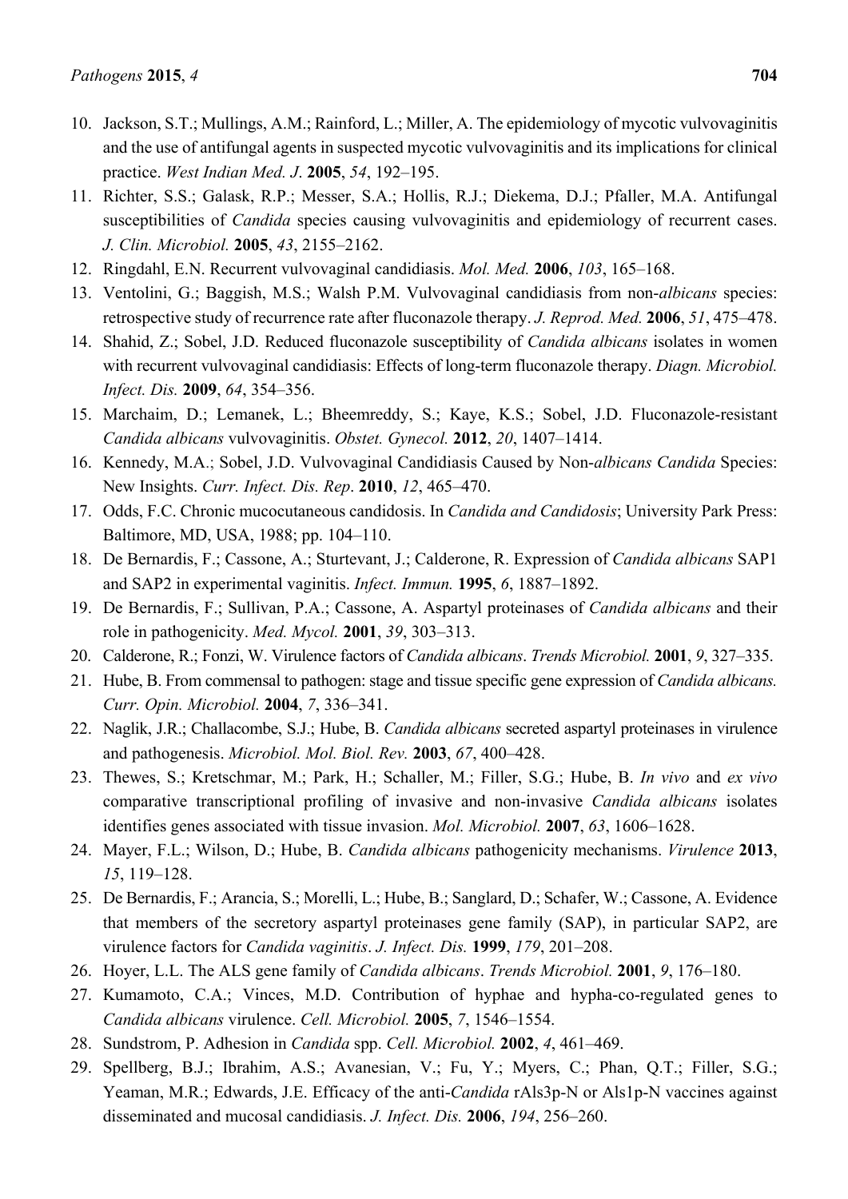10. Jackson, S.T.; Mullings, A.M.; Rainford, L.; Miller, A. The epidemiology of mycotic vulvovaginitis and the use of antifungal agents in suspected mycotic vulvovaginitis and its implications for clinical practice. *West Indian Med. J*. **2005**, *54*, 192–195.
11. Richter, S.S.; Galask, R.P.; Messer, S.A.; Hollis, R.J.; Diekema, D.J.; Pfaller, M.A. Antifungal susceptibilities of *Candida* species causing vulvovaginitis and epidemiology of recurrent cases. *J. Clin. Microbiol.* **2005**, *43*, 2155–2162.
12. Ringdahl, E.N. Recurrent vulvovaginal candidiasis. *Mol. Med.* **2006**, *103*, 165–168.
13. Ventolini, G.; Baggish, M.S.; Walsh P.M. Vulvovaginal candidiasis from non-*albicans* species: retrospective study of recurrence rate after fluconazole therapy. *J. Reprod. Med.* **2006**, *51*, 475–478.
14. Shahid, Z.; Sobel, J.D. Reduced fluconazole susceptibility of *Candida albicans* isolates in women with recurrent vulvovaginal candidiasis: Effects of long-term fluconazole therapy. *Diagn. Microbiol. Infect. Dis.* **2009**, *64*, 354–356.
15. Marchaim, D.; Lemanek, L.; Bheemreddy, S.; Kaye, K.S.; Sobel, J.D. Fluconazole-resistant *Candida albicans* vulvovaginitis. *Obstet. Gynecol.* **2012**, *20*, 1407–1414.
16. Kennedy, M.A.; Sobel, J.D. Vulvovaginal Candidiasis Caused by Non-*albicans Candida* Species: New Insights. *Curr. Infect. Dis. Rep*. **2010**, *12*, 465–470.
17. Odds, F.C. Chronic mucocutaneous candidosis. In *Candida and Candidosis*; University Park Press: Baltimore, MD, USA, 1988; pp. 104–110.
18. De Bernardis, F.; Cassone, A.; Sturtevant, J.; Calderone, R. Expression of *Candida albicans* SAP1 and SAP2 in experimental vaginitis. *Infect. Immun.* **1995**, *6*, 1887–1892.
19. De Bernardis, F.; Sullivan, P.A.; Cassone, A. Aspartyl proteinases of *Candida albicans* and their role in pathogenicity. *Med. Mycol.* **2001**, *39*, 303–313.
20. Calderone, R.; Fonzi, W. Virulence factors of *Candida albicans*. *Trends Microbiol.* **2001**, *9*, 327–335.
21. Hube, B. From commensal to pathogen: stage and tissue specific gene expression of *Candida albicans. Curr. Opin. Microbiol.* **2004**, *7*, 336–341.
22. Naglik, J.R.; Challacombe, S.J.; Hube, B. *Candida albicans* secreted aspartyl proteinases in virulence and pathogenesis. *Microbiol. Mol. Biol. Rev.* **2003**, *67*, 400–428.
23. Thewes, S.; Kretschmar, M.; Park, H.; Schaller, M.; Filler, S.G.; Hube, B. *In vivo* and *ex vivo* comparative transcriptional profiling of invasive and non-invasive *Candida albicans* isolates identifies genes associated with tissue invasion. *Mol. Microbiol.* **2007**, *63*, 1606–1628.
24. Mayer, F.L.; Wilson, D.; Hube, B. *Candida albicans* pathogenicity mechanisms. *Virulence* **2013**, *15*, 119–128.
25. De Bernardis, F.; Arancia, S.; Morelli, L.; Hube, B.; Sanglard, D.; Schafer, W.; Cassone, A. Evidence that members of the secretory aspartyl proteinases gene family (SAP), in particular SAP2, are virulence factors for *Candida vaginitis*. *J. Infect. Dis.* **1999**, *179*, 201–208.
26. Hoyer, L.L. The ALS gene family of *Candida albicans*. *Trends Microbiol.* **2001**, *9*, 176–180.
27. Kumamoto, C.A.; Vinces, M.D. Contribution of hyphae and hypha-co-regulated genes to *Candida albicans* virulence. *Cell. Microbiol.* **2005**, *7*, 1546–1554.
28. Sundstrom, P. Adhesion in *Candida* spp. *Cell. Microbiol.* **2002**, *4*, 461–469.
29. Spellberg, B.J.; Ibrahim, A.S.; Avanesian, V.; Fu, Y.; Myers, C.; Phan, Q.T.; Filler, S.G.; Yeaman, M.R.; Edwards, J.E. Efficacy of the anti-*Candida* rAls3p-N or Als1p-N vaccines against disseminated and mucosal candidiasis. *J. Infect. Dis.* **2006**, *194*, 256–260.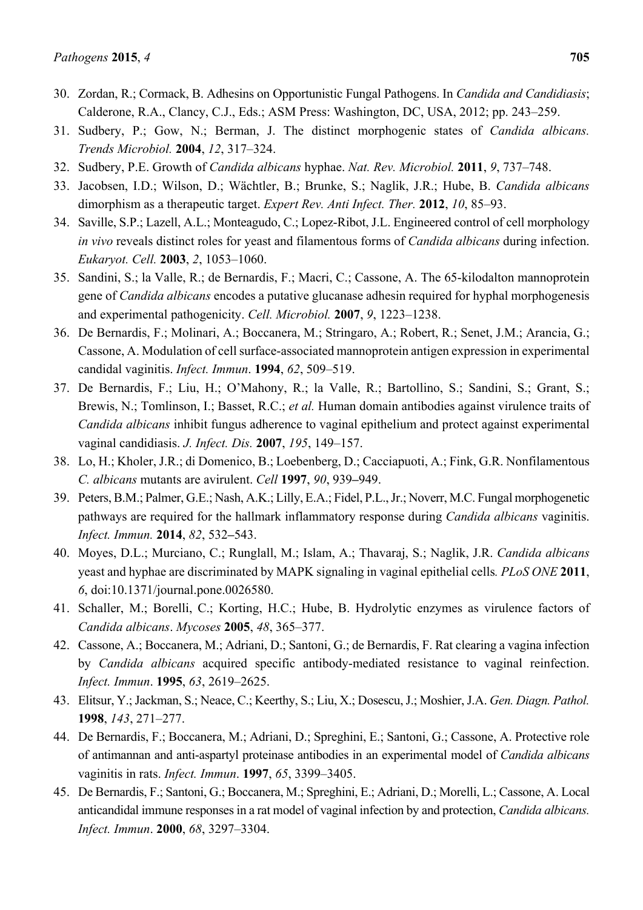30. Zordan, R.; Cormack, B. Adhesins on Opportunistic Fungal Pathogens. In *Candida and Candidiasis*; Calderone, R.A., Clancy, C.J., Eds.; ASM Press: Washington, DC, USA, 2012; pp. 243–259.
31. Sudbery, P.; Gow, N.; Berman, J. The distinct morphogenic states of *Candida albicans*. *Trends Microbiol.* **2004**, *12*, 317–324.
32. Sudbery, P.E. Growth of *Candida albicans* hyphae. *Nat. Rev. Microbiol.* **2011**, *9*, 737–748.
33. Jacobsen, I.D.; Wilson, D.; Wächtler, B.; Brunke, S.; Naglik, J.R.; Hube, B. *Candida albicans* dimorphism as a therapeutic target. *Expert Rev. Anti Infect. Ther.* **2012**, *10*, 85–93.
34. Saville, S.P.; Lazell, A.L.; Monteagudo, C.; Lopez-Ribot, J.L. Engineered control of cell morphology *in vivo* reveals distinct roles for yeast and filamentous forms of *Candida albicans* during infection. *Eukaryot. Cell.* **2003**, *2*, 1053–1060.
35. Sandini, S.; la Valle, R.; de Bernardis, F.; Macri, C.; Cassone, A. The 65-kilodalton mannoprotein gene of *Candida albicans* encodes a putative glucanase adhesin required for hyphal morphogenesis and experimental pathogenicity. *Cell. Microbiol.* **2007**, *9*, 1223–1238.
36. De Bernardis, F.; Molinari, A.; Boccanera, M.; Stringaro, A.; Robert, R.; Senet, J.M.; Arancia, G.; Cassone, A. Modulation of cell surface-associated mannoprotein antigen expression in experimental candidal vaginitis. *Infect. Immun*. **1994**, *62*, 509–519.
37. De Bernardis, F.; Liu, H.; O'Mahony, R.; la Valle, R.; Bartollino, S.; Sandini, S.; Grant, S.; Brewis, N.; Tomlinson, I.; Basset, R.C.; *et al.* Human domain antibodies against virulence traits of *Candida albicans* inhibit fungus adherence to vaginal epithelium and protect against experimental vaginal candidiasis. *J. Infect. Dis.* **2007**, *195*, 149–157.
38. Lo, H.; Kholer, J.R.; di Domenico, B.; Loebenberg, D.; Cacciapuoti, A.; Fink, G.R. Nonfilamentous *C. albicans* mutants are avirulent. *Cell* **1997**, *90*, 939–949.
39. Peters, B.M.; Palmer, G.E.; Nash, A.K.; Lilly, E.A.; Fidel, P.L., Jr.; Noverr, M.C. Fungal morphogenetic pathways are required for the hallmark inflammatory response during *Candida albicans* vaginitis. *Infect. Immun.* **2014**, *82*, 532–543.
40. Moyes, D.L.; Murciano, C.; Runglall, M.; Islam, A.; Thavaraj, S.; Naglik, J.R. *Candida albicans* yeast and hyphae are discriminated by MAPK signaling in vaginal epithelial cells*. PLoS ONE* **2011**, *6*, doi:10.1371/journal.pone.0026580.
41. Schaller, M.; Borelli, C.; Korting, H.C.; Hube, B. Hydrolytic enzymes as virulence factors of *Candida albicans*. *Mycoses* **2005**, *48*, 365–377.
42. Cassone, A.; Boccanera, M.; Adriani, D.; Santoni, G.; de Bernardis, F. Rat clearing a vagina infection by *Candida albicans* acquired specific antibody-mediated resistance to vaginal reinfection. *Infect. Immun*. **1995**, *63*, 2619–2625.
43. Elitsur, Y.; Jackman, S.; Neace, C.; Keerthy, S.; Liu, X.; Dosescu, J.; Moshier, J.A. *Gen. Diagn. Pathol.* **1998**, *143*, 271–277.
44. De Bernardis, F.; Boccanera, M.; Adriani, D.; Spreghini, E.; Santoni, G.; Cassone, A. Protective role of antimannan and anti-aspartyl proteinase antibodies in an experimental model of *Candida albicans* vaginitis in rats. *Infect. Immun*. **1997**, *65*, 3399–3405.
45. De Bernardis, F.; Santoni, G.; Boccanera, M.; Spreghini, E.; Adriani, D.; Morelli, L.; Cassone, A. Local anticandidal immune responses in a rat model of vaginal infection by and protection, *Candida albicans. Infect. Immun*. **2000**, *68*, 3297–3304.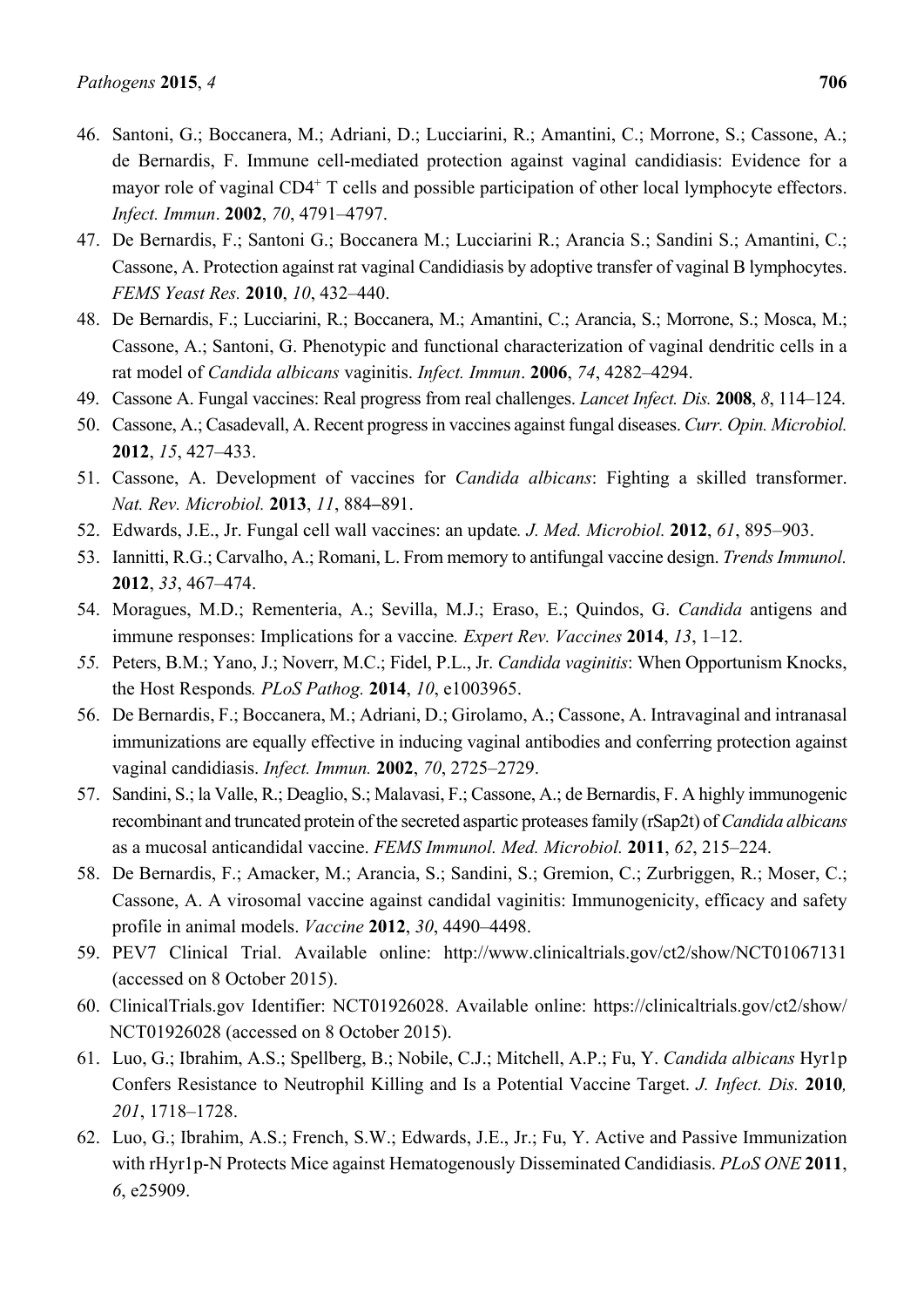46. Santoni, G.; Boccanera, M.; Adriani, D.; Lucciarini, R.; Amantini, C.; Morrone, S.; Cassone, A.; de Bernardis, F. Immune cell-mediated protection against vaginal candidiasis: Evidence for a mayor role of vaginal CD4$^+$ T cells and possible participation of other local lymphocyte effectors. *Infect. Immun*. **2002**, *70*, 4791–4797.
47. De Bernardis, F.; Santoni G.; Boccanera M.; Lucciarini R.; Arancia S.; Sandini S.; Amantini, C.; Cassone, A. Protection against rat vaginal Candidiasis by adoptive transfer of vaginal B lymphocytes. *FEMS Yeast Res.* **2010**, *10*, 432–440.
48. De Bernardis, F.; Lucciarini, R.; Boccanera, M.; Amantini, C.; Arancia, S.; Morrone, S.; Mosca, M.; Cassone, A.; Santoni, G. Phenotypic and functional characterization of vaginal dendritic cells in a rat model of *Candida albicans* vaginitis. *Infect. Immun*. **2006**, *74*, 4282–4294.
49. Cassone A. Fungal vaccines: Real progress from real challenges. *Lancet Infect. Dis.* **2008**, *8*, 114–124.
50. Cassone, A.; Casadevall, A. Recent progress in vaccines against fungal diseases. *Curr. Opin. Microbiol.* **2012**, *15*, 427–433.
51. Cassone, A. Development of vaccines for *Candida albicans*: Fighting a skilled transformer. *Nat. Rev. Microbiol.* **2013**, *11*, 884–891.
52. Edwards, J.E., Jr. Fungal cell wall vaccines: an update*. J. Med. Microbiol.* **2012**, *61*, 895–903.
53. Iannitti, R.G.; Carvalho, A.; Romani, L. From memory to antifungal vaccine design. *Trends Immunol.* **2012**, *33*, 467–474.
54. Moragues, M.D.; Rementeria, A.; Sevilla, M.J.; Eraso, E.; Quindos, G. *Candida* antigens and immune responses: Implications for a vaccine*. Expert Rev. Vaccines* **2014**, *13*, 1–12.
55. Peters, B.M.; Yano, J.; Noverr, M.C.; Fidel, P.L., Jr. *Candida vaginitis*: When Opportunism Knocks, the Host Responds*. PLoS Pathog.* **2014**, *10*, e1003965.
56. De Bernardis, F.; Boccanera, M.; Adriani, D.; Girolamo, A.; Cassone, A. Intravaginal and intranasal immunizations are equally effective in inducing vaginal antibodies and conferring protection against vaginal candidiasis. *Infect. Immun.* **2002**, *70*, 2725–2729.
57. Sandini, S.; la Valle, R.; Deaglio, S.; Malavasi, F.; Cassone, A.; de Bernardis, F. A highly immunogenic recombinant and truncated protein of the secreted aspartic proteases family (rSap2t) of *Candida albicans* as a mucosal anticandidal vaccine. *FEMS Immunol. Med. Microbiol.* **2011**, *62*, 215–224.
58. De Bernardis, F.; Amacker, M.; Arancia, S.; Sandini, S.; Gremion, C.; Zurbriggen, R.; Moser, C.; Cassone, A. A virosomal vaccine against candidal vaginitis: Immunogenicity, efficacy and safety profile in animal models. *Vaccine* **2012**, *30*, 4490–4498.
59. PEV7 Clinical Trial. Available online: http://www.clinicaltrials.gov/ct2/show/NCT01067131 (accessed on 8 October 2015).
60. ClinicalTrials.gov Identifier: NCT01926028. Available online: https://clinicaltrials.gov/ct2/show/NCT01926028 (accessed on 8 October 2015).
61. Luo, G.; Ibrahim, A.S.; Spellberg, B.; Nobile, C.J.; Mitchell, A.P.; Fu, Y. *Candida albicans* Hyr1p Confers Resistance to Neutrophil Killing and Is a Potential Vaccine Target. *J. Infect. Dis.* **2010***, 201*, 1718–1728.
62. Luo, G.; Ibrahim, A.S.; French, S.W.; Edwards, J.E., Jr.; Fu, Y. Active and Passive Immunization with rHyr1p-N Protects Mice against Hematogenously Disseminated Candidiasis. *PLoS ONE* **2011**, *6*, e25909.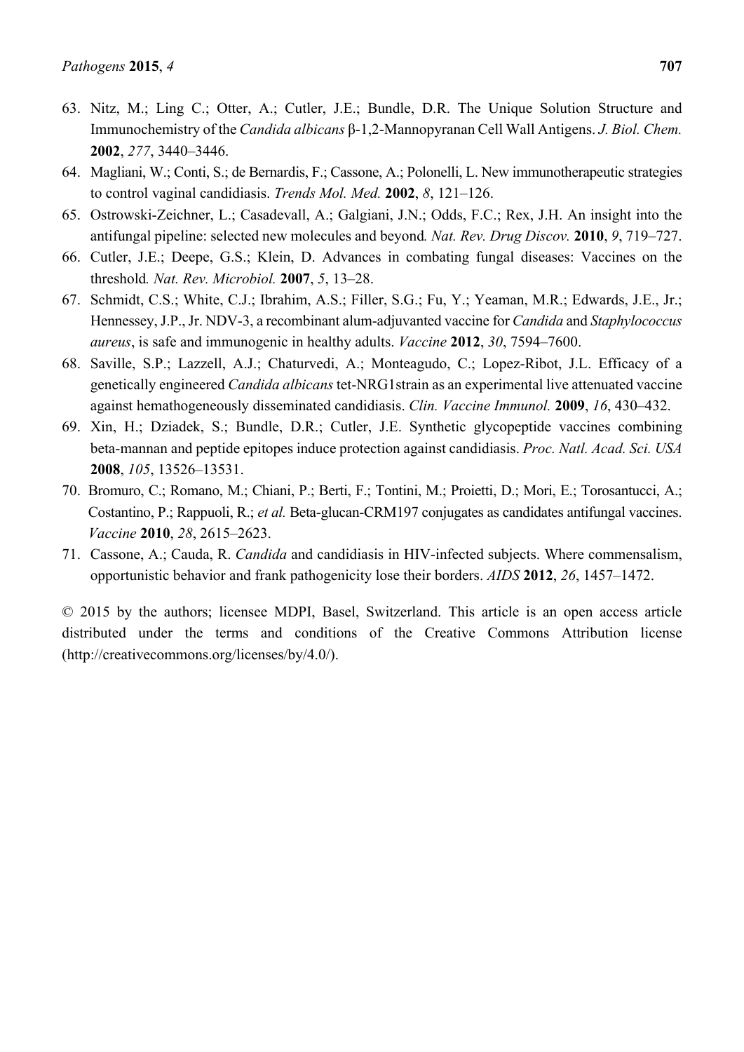63. Nitz, M.; Ling C.; Otter, A.; Cutler, J.E.; Bundle, D.R. The Unique Solution Structure and Immunochemistry of the *Candida albicans* β-1,2-Mannopyranan Cell Wall Antigens. *J. Biol. Chem.* **2002**, *277*, 3440–3446.
64. Magliani, W.; Conti, S.; de Bernardis, F.; Cassone, A.; Polonelli, L. New immunotherapeutic strategies to control vaginal candidiasis. *Trends Mol. Med.* **2002**, *8*, 121–126.
65. Ostrowski-Zeichner, L.; Casadevall, A.; Galgiani, J.N.; Odds, F.C.; Rex, J.H. An insight into the antifungal pipeline: selected new molecules and beyond. *Nat. Rev. Drug Discov.* **2010**, *9*, 719–727.
66. Cutler, J.E.; Deepe, G.S.; Klein, D. Advances in combating fungal diseases: Vaccines on the threshold. *Nat. Rev. Microbiol.* **2007**, *5*, 13–28.
67. Schmidt, C.S.; White, C.J.; Ibrahim, A.S.; Filler, S.G.; Fu, Y.; Yeaman, M.R.; Edwards, J.E., Jr.; Hennessey, J.P., Jr. NDV-3, a recombinant alum-adjuvanted vaccine for *Candida* and *Staphylococcus aureus*, is safe and immunogenic in healthy adults. *Vaccine* **2012**, *30*, 7594–7600.
68. Saville, S.P.; Lazzell, A.J.; Chaturvedi, A.; Monteagudo, C.; Lopez-Ribot, J.L. Efficacy of a genetically engineered *Candida albicans* tet-NRG1strain as an experimental live attenuated vaccine against hemathogeneously disseminated candidiasis. *Clin. Vaccine Immunol.* **2009**, *16*, 430–432.
69. Xin, H.; Dziadek, S.; Bundle, D.R.; Cutler, J.E. Synthetic glycopeptide vaccines combining beta-mannan and peptide epitopes induce protection against candidiasis. *Proc. Natl. Acad. Sci. USA* **2008**, *105*, 13526–13531.
70. Bromuro, C.; Romano, M.; Chiani, P.; Berti, F.; Tontini, M.; Proietti, D.; Mori, E.; Torosantucci, A.; Costantino, P.; Rappuoli, R.; *et al.* Beta-glucan-CRM197 conjugates as candidates antifungal vaccines. *Vaccine* **2010**, *28*, 2615–2623.
71. Cassone, A.; Cauda, R. *Candida* and candidiasis in HIV-infected subjects. Where commensalism, opportunistic behavior and frank pathogenicity lose their borders. *AIDS* **2012**, *26*, 1457–1472.

© 2015 by the authors; licensee MDPI, Basel, Switzerland. This article is an open access article distributed under the terms and conditions of the Creative Commons Attribution license (http://creativecommons.org/licenses/by/4.0/).